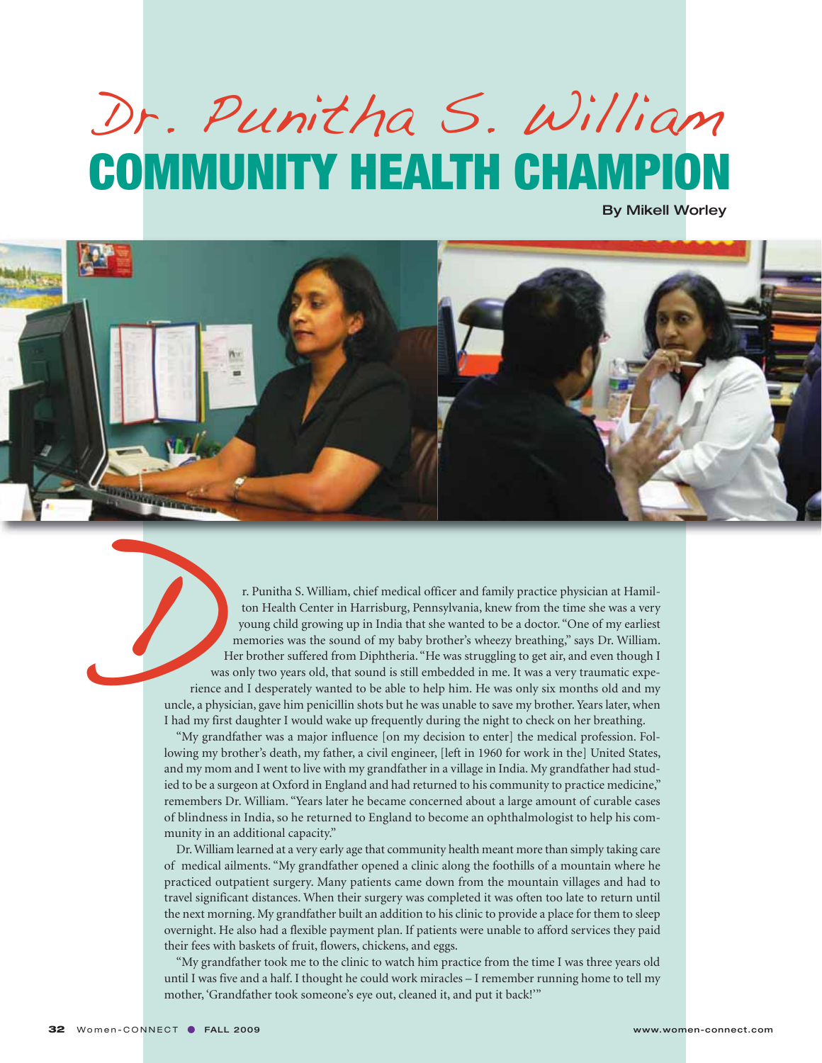# Dr. Punitha S. William

# COMMUNITY HEALTH CHAMPION

**By Mikell Worley**

Dr. Punitha S. William, chief medical officer and family practice physician at Hamilton Health Center in Harrisburg, Pennsylvania, knew from the time she was a very young child growing up in India that she wanted to be a doctor. "One of my earliest memories was the sound of my baby brother's wheezy breathing," says Dr. William. Her brother suffered from Diphtheria. "He was struggling to get air, and even though I was only two years old, that sound is still embedded in me. It was a very traumatic experience and I desperately wanted to be able to help him. He was only six months old and my uncle, a physician, gave him penicillin shots but he was unable to save my brother. Years later, when I had my first daughter I would wake up frequently during the night to check on her breathing.

"My grandfather was a major influence [on my decision to enter] the medical profession. Following my brother's death, my father, a civil engineer, [left in 1960 for work in the] United States, and my mom and I went to live with my grandfather in a village in India. My grandfather had studied to be a surgeon at Oxford in England and had returned to his community to practice medicine," remembers Dr. William. "Years later he became concerned about a large amount of curable cases of blindness in India, so he returned to England to become an ophthalmologist to help his community in an additional capacity."

Dr. William learned at a very early age that community health meant more than simply taking care of medical ailments. "My grandfather opened a clinic along the foothills of a mountain where he practiced outpatient surgery. Many patients came down from the mountain villages and had to travel significant distances. When their surgery was completed it was often too late to return until the next morning. My grandfather built an addition to his clinic to provide a place for them to sleep overnight. He also had a flexible payment plan. If patients were unable to afford services they paid their fees with baskets of fruit, flowers, chickens, and eggs.

"My grandfather took me to the clinic to watch him practice from the time I was three years old until I was five and a half. I thought he could work miracles – I remember running home to tell my mother, 'Grandfather took someone's eye out, cleaned it, and put it back!'"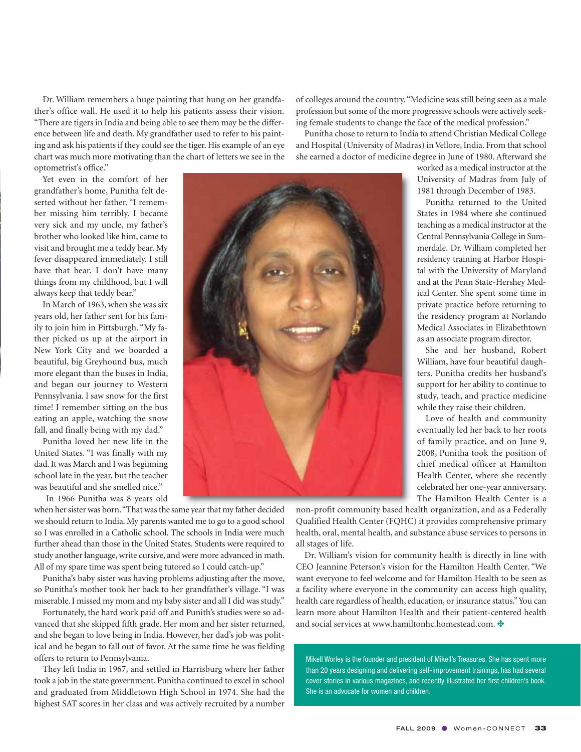Dr. William remembers a huge painting that hung on her grandfather's office wall. He used it to help his patients assess their vision. "There are tigers in India and being able to see them may be the difference between life and death. My grandfather used to refer to his painting and ask his patients if they could see the tiger. His example of an eye chart was much more motivating than the chart of letters we see in the optometrist's office."

Yet even in the comfort of her grandfather's home, Punitha felt deserted without her father. "I remember missing him terribly. I became very sick and my uncle, my father's brother who looked like him, came to visit and brought me a teddy bear. My fever disappeared immediately. I still have that bear. I don't have many things from my childhood, but I will always keep that teddy bear."

In March of 1963, when she was six years old, her father sent for his family to join him in Pittsburgh. "My father picked us up at the airport in New York City and we boarded a beautiful, big Greyhound bus, much more elegant than the buses in India, and began our journey to Western Pennsylvania. I saw snow for the first time! I remember sitting on the bus eating an apple, watching the snow fall, and finally being with my dad."

Punitha loved her new life in the United States. "I was finally with my dad. It was March and I was beginning school late in the year, but the teacher was beautiful and she smelled nice."

In 1966 Punitha was 8 years old when her sister was born. "That was the same year that my father decided we should return to India. My parents wanted me to go to a good school so I was enrolled in a Catholic school. The schools in India were much further ahead than those in the United States. Students were required to study another language, write cursive, and were more advanced in math. All of my spare time was spent being tutored so I could catch-up."

Punitha's baby sister was having problems adjusting after the move, so Punitha's mother took her back to her grandfather's village. "I was miserable. I missed my mom and my baby sister and all I did was study."

Fortunately, the hard work paid off and Punith's studies were so advanced that she skipped fifth grade. Her mom and her sister returned, and she began to love being in India. However, her dad's job was political and he began to fall out of favor. At the same time he was fielding offers to return to Pennsylvania.

They left India in 1967, and settled in Harrisburg where her father took a job in the state government. Punitha continued to excel in school and graduated from Middletown High School in 1974. She had the highest SAT scores in her class and was actively recruited by a number of colleges around the country. "Medicine was still being seen as a male profession but some of the more progressive schools were actively seeking female students to change the face of the medical profession."

Punitha chose to return to India to attend Christian Medical College and Hospital (University of Madras) in Vellore, India. From that school she earned a doctor of medicine degree in June of 1980. Afterward she worked as a medical instructor at the University of Madras from July of 1981 through December of 1983.

Punitha returned to the United States in 1984 where she continued teaching as a medical instructor at the Central Pennsylvania College in Summerdale. Dr. William completed her residency training at Harbor Hospital with the University of Maryland and at the Penn State-Hershey Medical Center. She spent some time in private practice before returning to the residency program at Norlando Medical Associates in Elizabethtown as an associate program director.

She and her husband, Robert William, have four beautiful daughters. Punitha credits her husband's support for her ability to continue to study, teach, and practice medicine while they raise their children.

Love of health and community eventually led her back to her roots of family practice, and on June 9, 2008, Punitha took the position of chief medical officer at Hamilton Health Center, where she recently celebrated her one-year anniversary. The Hamilton Health Center is a non-profit community based health organization, and as a Federally Qualified Health Center (FQHC) it provides comprehensive primary health, oral, mental health, and substance abuse services to persons in all stages of life.

Dr. William's vision for community health is directly in line with CEO Jeannine Peterson's vision for the Hamilton Health Center. "We want everyone to feel welcome and for Hamilton Health to be seen as a facility where everyone in the community can access high quality, health care regardless of health, education, or insurance status." You can learn more about Hamilton Health and their patient-centered health and social services at www.hamiltonhc.homestead.com. ✤

Mikell Worley is the founder and president of Mikell's Treasures. She has spent more than 20 years designing and delivering self-improvement trainings, has had several cover stories in various magazines, and recently illustrated her first children's book. She is an advocate for women and children.